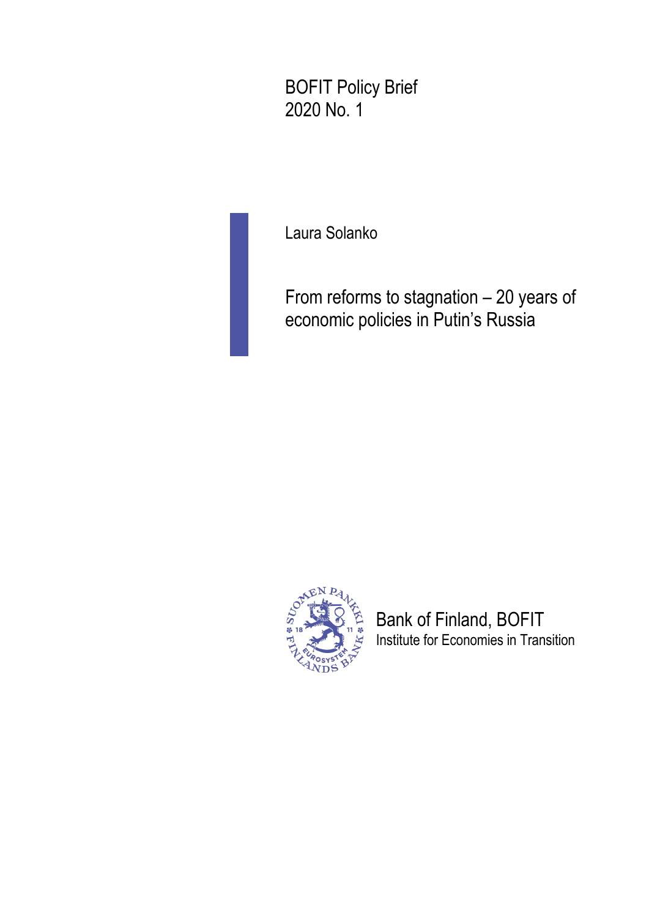BOFIT Policy Brief
2020 No. 1

Laura Solanko

# From reforms to stagnation – 20 years of economic policies in Putin's Russia

Bank of Finland, BOFIT
Institute for Economies in Transition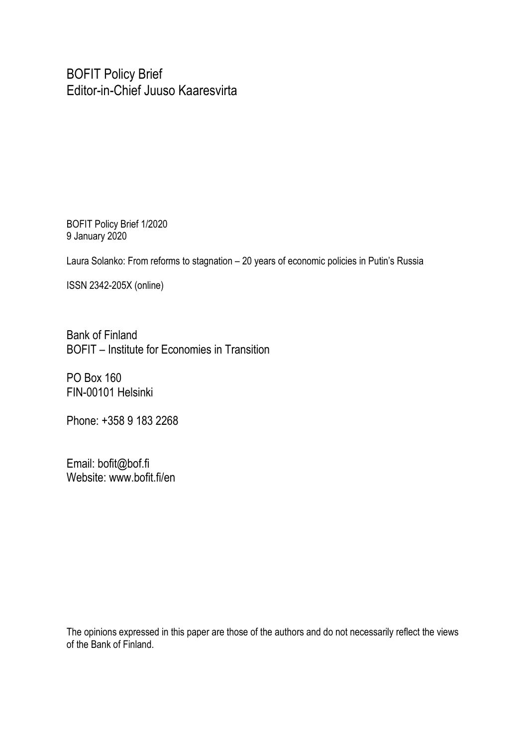BOFIT Policy Brief
Editor-in-Chief Juuso Kaaresvirta

BOFIT Policy Brief 1/2020
9 January 2020

Laura Solanko: From reforms to stagnation – 20 years of economic policies in Putin's Russia

ISSN 2342-205X (online)

Bank of Finland
BOFIT – Institute for Economies in Transition

PO Box 160
FIN-00101 Helsinki

Phone: +358 9 183 2268

Email: bofit@bof.fi
Website: www.bofit.fi/en

The opinions expressed in this paper are those of the authors and do not necessarily reflect the views of the Bank of Finland.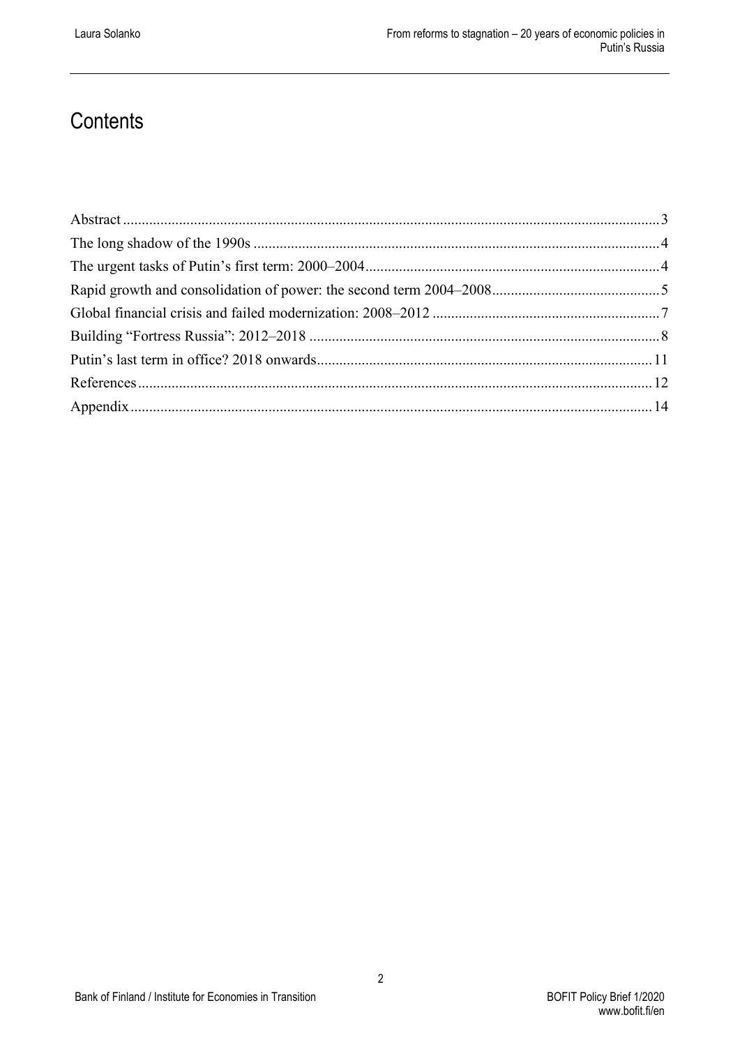# Contents

Abstract ............................................................................................................................................3
The long shadow of the 1990s ..........................................................................................................4
The urgent tasks of Putin's first term: 2000–2004.............................................................................4
Rapid growth and consolidation of power: the second term 2004–2008............................................5
Global financial crisis and failed modernization: 2008–2012 ............................................................7
Building "Fortress Russia": 2012–2018 ............................................................................................8
Putin's last term in office? 2018 onwards........................................................................................11
References.......................................................................................................................................12
Appendix.........................................................................................................................................14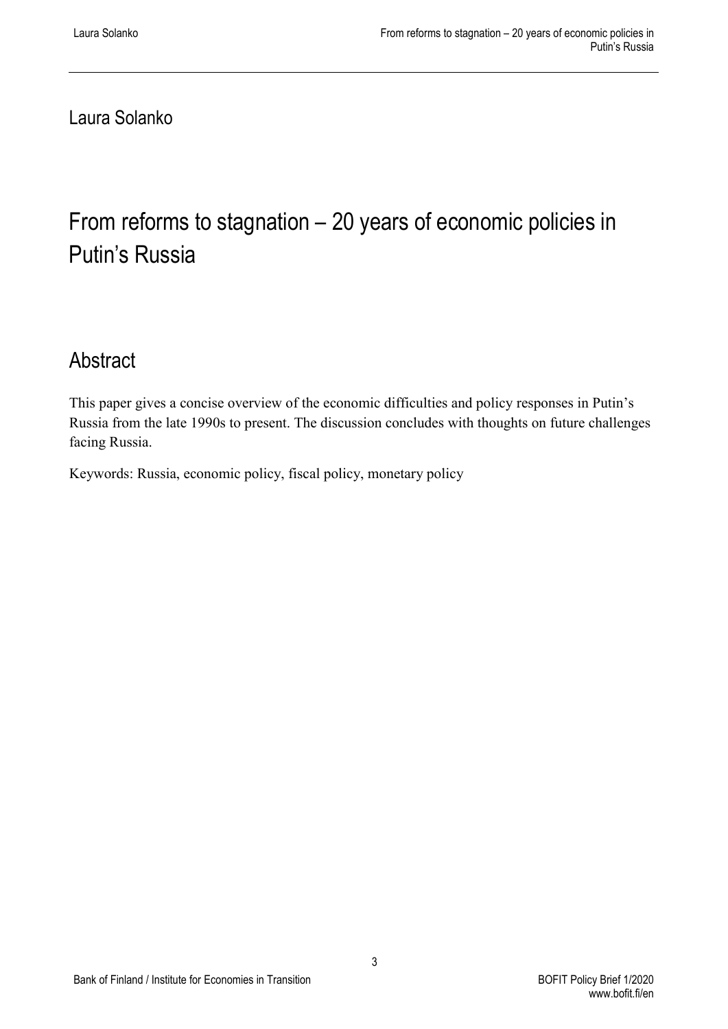Laura Solanko

# From reforms to stagnation – 20 years of economic policies in Putin's Russia

## Abstract

This paper gives a concise overview of the economic difficulties and policy responses in Putin's Russia from the late 1990s to present. The discussion concludes with thoughts on future challenges facing Russia.

Keywords: Russia, economic policy, fiscal policy, monetary policy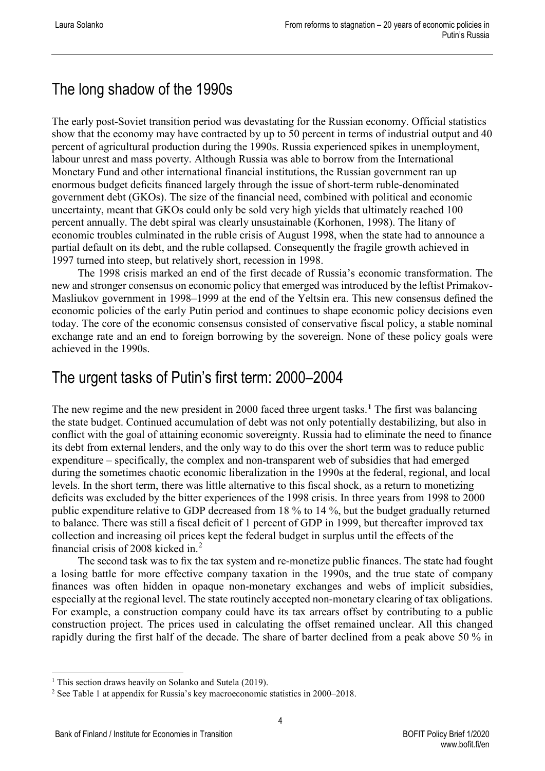## The long shadow of the 1990s

The early post-Soviet transition period was devastating for the Russian economy. Official statistics show that the economy may have contracted by up to 50 percent in terms of industrial output and 40 percent of agricultural production during the 1990s. Russia experienced spikes in unemployment, labour unrest and mass poverty. Although Russia was able to borrow from the International Monetary Fund and other international financial institutions, the Russian government ran up enormous budget deficits financed largely through the issue of short-term ruble-denominated government debt (GKOs). The size of the financial need, combined with political and economic uncertainty, meant that GKOs could only be sold very high yields that ultimately reached 100 percent annually. The debt spiral was clearly unsustainable (Korhonen, 1998). The litany of economic troubles culminated in the ruble crisis of August 1998, when the state had to announce a partial default on its debt, and the ruble collapsed. Consequently the fragile growth achieved in 1997 turned into steep, but relatively short, recession in 1998.

The 1998 crisis marked an end of the first decade of Russia's economic transformation. The new and stronger consensus on economic policy that emerged was introduced by the leftist Primakov-Masliukov government in 1998–1999 at the end of the Yeltsin era. This new consensus defined the economic policies of the early Putin period and continues to shape economic policy decisions even today. The core of the economic consensus consisted of conservative fiscal policy, a stable nominal exchange rate and an end to foreign borrowing by the sovereign. None of these policy goals were achieved in the 1990s.

## The urgent tasks of Putin's first term: 2000–2004

The new regime and the new president in 2000 faced three urgent tasks.[1] The first was balancing the state budget. Continued accumulation of debt was not only potentially destabilizing, but also in conflict with the goal of attaining economic sovereignty. Russia had to eliminate the need to finance its debt from external lenders, and the only way to do this over the short term was to reduce public expenditure – specifically, the complex and non-transparent web of subsidies that had emerged during the sometimes chaotic economic liberalization in the 1990s at the federal, regional, and local levels. In the short term, there was little alternative to this fiscal shock, as a return to monetizing deficits was excluded by the bitter experiences of the 1998 crisis. In three years from 1998 to 2000 public expenditure relative to GDP decreased from 18 % to 14 %, but the budget gradually returned to balance. There was still a fiscal deficit of 1 percent of GDP in 1999, but thereafter improved tax collection and increasing oil prices kept the federal budget in surplus until the effects of the financial crisis of 2008 kicked in.[2]

The second task was to fix the tax system and re-monetize public finances. The state had fought a losing battle for more effective company taxation in the 1990s, and the true state of company finances was often hidden in opaque non-monetary exchanges and webs of implicit subsidies, especially at the regional level. The state routinely accepted non-monetary clearing of tax obligations. For example, a construction company could have its tax arrears offset by contributing to a public construction project. The prices used in calculating the offset remained unclear. All this changed rapidly during the first half of the decade. The share of barter declined from a peak above 50 % in

[1] This section draws heavily on Solanko and Sutela (2019).

[2] See Table 1 at appendix for Russia's key macroeconomic statistics in 2000–2018.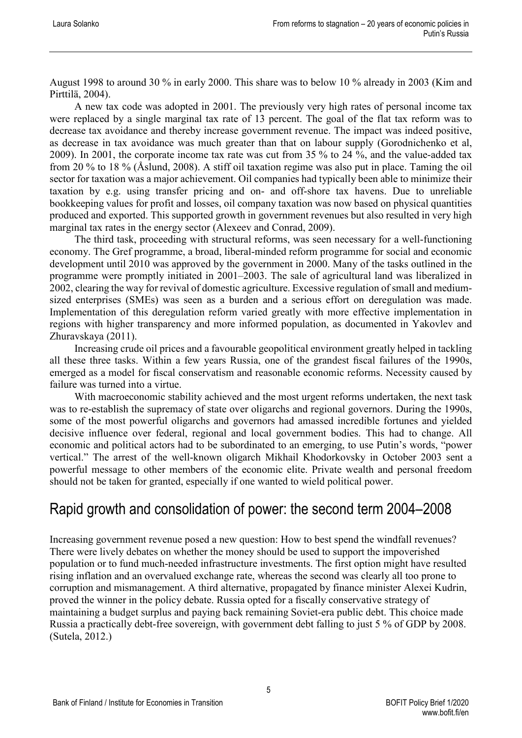August 1998 to around 30 % in early 2000. This share was to below 10 % already in 2003 (Kim and Pirttilä, 2004).

A new tax code was adopted in 2001. The previously very high rates of personal income tax were replaced by a single marginal tax rate of 13 percent. The goal of the flat tax reform was to decrease tax avoidance and thereby increase government revenue. The impact was indeed positive, as decrease in tax avoidance was much greater than that on labour supply (Gorodnichenko et al, 2009). In 2001, the corporate income tax rate was cut from 35 % to 24 %, and the value-added tax from 20 % to 18 % (Åslund, 2008). A stiff oil taxation regime was also put in place. Taming the oil sector for taxation was a major achievement. Oil companies had typically been able to minimize their taxation by e.g. using transfer pricing and on- and off-shore tax havens. Due to unreliable bookkeeping values for profit and losses, oil company taxation was now based on physical quantities produced and exported. This supported growth in government revenues but also resulted in very high marginal tax rates in the energy sector (Alexeev and Conrad, 2009).

The third task, proceeding with structural reforms, was seen necessary for a well-functioning economy. The Gref programme, a broad, liberal-minded reform programme for social and economic development until 2010 was approved by the government in 2000. Many of the tasks outlined in the programme were promptly initiated in 2001–2003. The sale of agricultural land was liberalized in 2002, clearing the way for revival of domestic agriculture. Excessive regulation of small and medium-sized enterprises (SMEs) was seen as a burden and a serious effort on deregulation was made. Implementation of this deregulation reform varied greatly with more effective implementation in regions with higher transparency and more informed population, as documented in Yakovlev and Zhuravskaya (2011).

Increasing crude oil prices and a favourable geopolitical environment greatly helped in tackling all these three tasks. Within a few years Russia, one of the grandest fiscal failures of the 1990s, emerged as a model for fiscal conservatism and reasonable economic reforms. Necessity caused by failure was turned into a virtue.

With macroeconomic stability achieved and the most urgent reforms undertaken, the next task was to re-establish the supremacy of state over oligarchs and regional governors. During the 1990s, some of the most powerful oligarchs and governors had amassed incredible fortunes and yielded decisive influence over federal, regional and local government bodies. This had to change. All economic and political actors had to be subordinated to an emerging, to use Putin's words, "power vertical." The arrest of the well-known oligarch Mikhail Khodorkovsky in October 2003 sent a powerful message to other members of the economic elite. Private wealth and personal freedom should not be taken for granted, especially if one wanted to wield political power.

## Rapid growth and consolidation of power: the second term 2004–2008

Increasing government revenue posed a new question: How to best spend the windfall revenues? There were lively debates on whether the money should be used to support the impoverished population or to fund much-needed infrastructure investments. The first option might have resulted rising inflation and an overvalued exchange rate, whereas the second was clearly all too prone to corruption and mismanagement. A third alternative, propagated by finance minister Alexei Kudrin, proved the winner in the policy debate. Russia opted for a fiscally conservative strategy of maintaining a budget surplus and paying back remaining Soviet-era public debt. This choice made Russia a practically debt-free sovereign, with government debt falling to just 5 % of GDP by 2008. (Sutela, 2012.)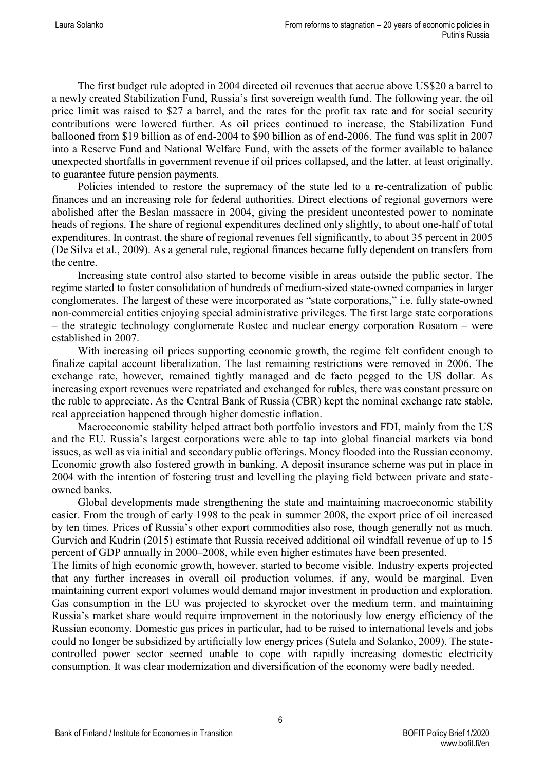The first budget rule adopted in 2004 directed oil revenues that accrue above US$20 a barrel to a newly created Stabilization Fund, Russia's first sovereign wealth fund. The following year, the oil price limit was raised to $27 a barrel, and the rates for the profit tax rate and for social security contributions were lowered further. As oil prices continued to increase, the Stabilization Fund ballooned from $19 billion as of end-2004 to $90 billion as of end-2006. The fund was split in 2007 into a Reserve Fund and National Welfare Fund, with the assets of the former available to balance unexpected shortfalls in government revenue if oil prices collapsed, and the latter, at least originally, to guarantee future pension payments.

Policies intended to restore the supremacy of the state led to a re-centralization of public finances and an increasing role for federal authorities. Direct elections of regional governors were abolished after the Beslan massacre in 2004, giving the president uncontested power to nominate heads of regions. The share of regional expenditures declined only slightly, to about one-half of total expenditures. In contrast, the share of regional revenues fell significantly, to about 35 percent in 2005 (De Silva et al., 2009). As a general rule, regional finances became fully dependent on transfers from the centre.

Increasing state control also started to become visible in areas outside the public sector. The regime started to foster consolidation of hundreds of medium-sized state-owned companies in larger conglomerates. The largest of these were incorporated as "state corporations," i.e. fully state-owned non-commercial entities enjoying special administrative privileges. The first large state corporations – the strategic technology conglomerate Rostec and nuclear energy corporation Rosatom – were established in 2007.

With increasing oil prices supporting economic growth, the regime felt confident enough to finalize capital account liberalization. The last remaining restrictions were removed in 2006. The exchange rate, however, remained tightly managed and de facto pegged to the US dollar. As increasing export revenues were repatriated and exchanged for rubles, there was constant pressure on the ruble to appreciate. As the Central Bank of Russia (CBR) kept the nominal exchange rate stable, real appreciation happened through higher domestic inflation.

Macroeconomic stability helped attract both portfolio investors and FDI, mainly from the US and the EU. Russia's largest corporations were able to tap into global financial markets via bond issues, as well as via initial and secondary public offerings. Money flooded into the Russian economy. Economic growth also fostered growth in banking. A deposit insurance scheme was put in place in 2004 with the intention of fostering trust and levelling the playing field between private and state-owned banks.

Global developments made strengthening the state and maintaining macroeconomic stability easier. From the trough of early 1998 to the peak in summer 2008, the export price of oil increased by ten times. Prices of Russia's other export commodities also rose, though generally not as much. Gurvich and Kudrin (2015) estimate that Russia received additional oil windfall revenue of up to 15 percent of GDP annually in 2000–2008, while even higher estimates have been presented.

The limits of high economic growth, however, started to become visible. Industry experts projected that any further increases in overall oil production volumes, if any, would be marginal. Even maintaining current export volumes would demand major investment in production and exploration. Gas consumption in the EU was projected to skyrocket over the medium term, and maintaining Russia's market share would require improvement in the notoriously low energy efficiency of the Russian economy. Domestic gas prices in particular, had to be raised to international levels and jobs could no longer be subsidized by artificially low energy prices (Sutela and Solanko, 2009). The state-controlled power sector seemed unable to cope with rapidly increasing domestic electricity consumption. It was clear modernization and diversification of the economy were badly needed.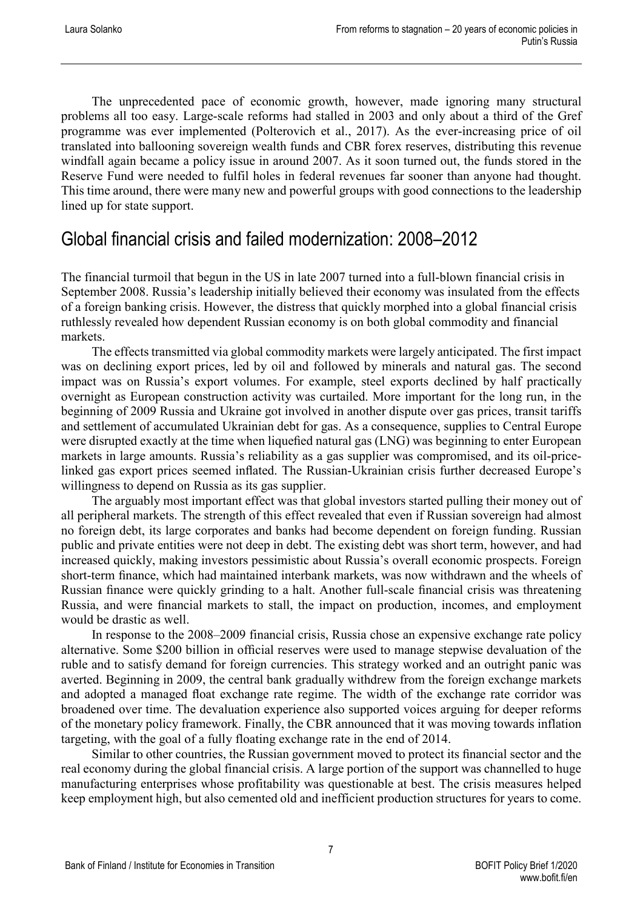The unprecedented pace of economic growth, however, made ignoring many structural problems all too easy. Large-scale reforms had stalled in 2003 and only about a third of the Gref programme was ever implemented (Polterovich et al., 2017). As the ever-increasing price of oil translated into ballooning sovereign wealth funds and CBR forex reserves, distributing this revenue windfall again became a policy issue in around 2007. As it soon turned out, the funds stored in the Reserve Fund were needed to fulfil holes in federal revenues far sooner than anyone had thought. This time around, there were many new and powerful groups with good connections to the leadership lined up for state support.

## Global financial crisis and failed modernization: 2008–2012

The financial turmoil that begun in the US in late 2007 turned into a full-blown financial crisis in September 2008. Russia's leadership initially believed their economy was insulated from the effects of a foreign banking crisis. However, the distress that quickly morphed into a global financial crisis ruthlessly revealed how dependent Russian economy is on both global commodity and financial markets.

The effects transmitted via global commodity markets were largely anticipated. The first impact was on declining export prices, led by oil and followed by minerals and natural gas. The second impact was on Russia's export volumes. For example, steel exports declined by half practically overnight as European construction activity was curtailed. More important for the long run, in the beginning of 2009 Russia and Ukraine got involved in another dispute over gas prices, transit tariffs and settlement of accumulated Ukrainian debt for gas. As a consequence, supplies to Central Europe were disrupted exactly at the time when liquefied natural gas (LNG) was beginning to enter European markets in large amounts. Russia's reliability as a gas supplier was compromised, and its oil-price-linked gas export prices seemed inflated. The Russian-Ukrainian crisis further decreased Europe's willingness to depend on Russia as its gas supplier.

The arguably most important effect was that global investors started pulling their money out of all peripheral markets. The strength of this effect revealed that even if Russian sovereign had almost no foreign debt, its large corporates and banks had become dependent on foreign funding. Russian public and private entities were not deep in debt. The existing debt was short term, however, and had increased quickly, making investors pessimistic about Russia's overall economic prospects. Foreign short-term finance, which had maintained interbank markets, was now withdrawn and the wheels of Russian finance were quickly grinding to a halt. Another full-scale financial crisis was threatening Russia, and were financial markets to stall, the impact on production, incomes, and employment would be drastic as well.

In response to the 2008–2009 financial crisis, Russia chose an expensive exchange rate policy alternative. Some $200 billion in official reserves were used to manage stepwise devaluation of the ruble and to satisfy demand for foreign currencies. This strategy worked and an outright panic was averted. Beginning in 2009, the central bank gradually withdrew from the foreign exchange markets and adopted a managed float exchange rate regime. The width of the exchange rate corridor was broadened over time. The devaluation experience also supported voices arguing for deeper reforms of the monetary policy framework. Finally, the CBR announced that it was moving towards inflation targeting, with the goal of a fully floating exchange rate in the end of 2014.

Similar to other countries, the Russian government moved to protect its financial sector and the real economy during the global financial crisis. A large portion of the support was channelled to huge manufacturing enterprises whose profitability was questionable at best. The crisis measures helped keep employment high, but also cemented old and inefficient production structures for years to come.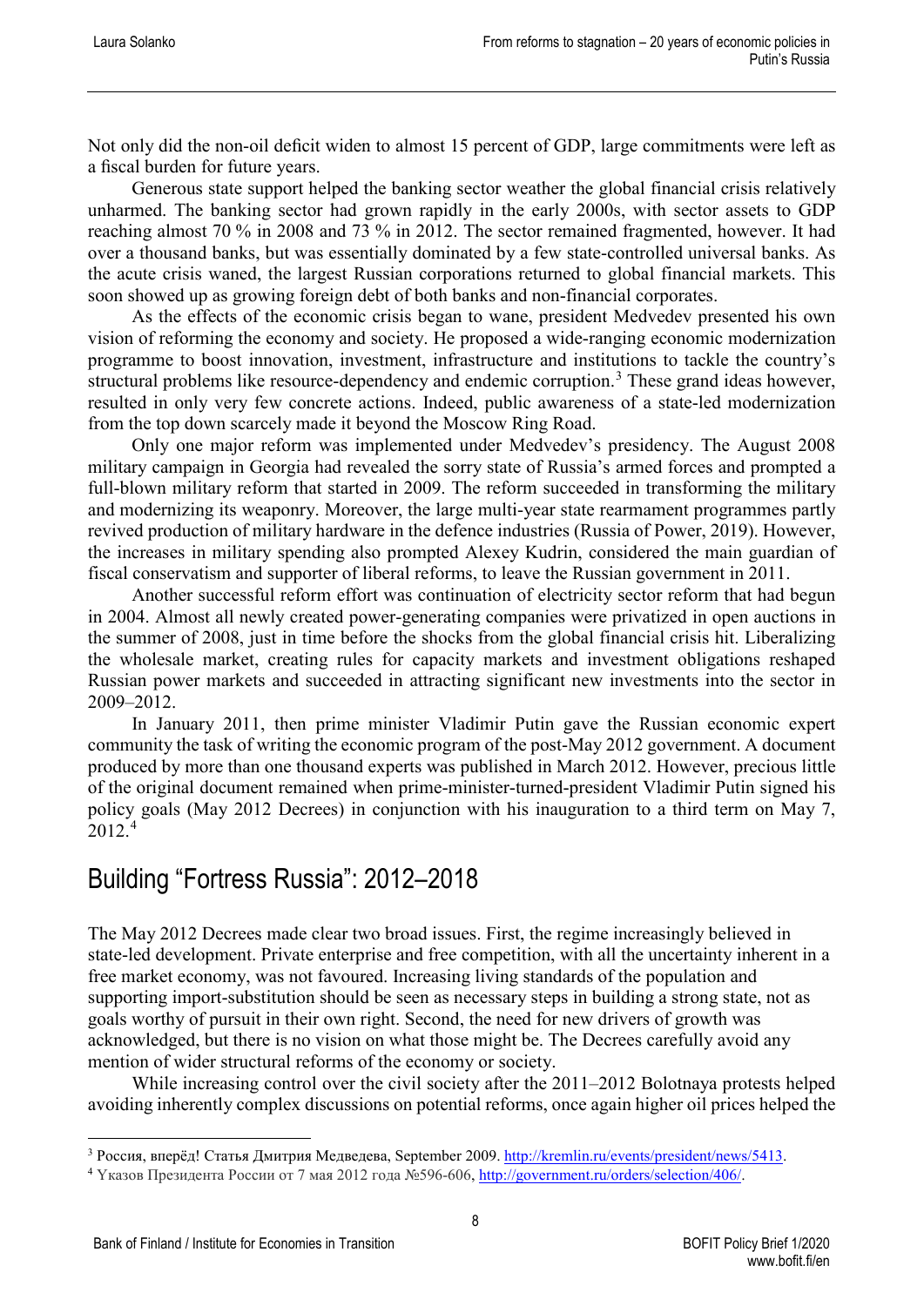Not only did the non-oil deficit widen to almost 15 percent of GDP, large commitments were left as a fiscal burden for future years.

Generous state support helped the banking sector weather the global financial crisis relatively unharmed. The banking sector had grown rapidly in the early 2000s, with sector assets to GDP reaching almost 70 % in 2008 and 73 % in 2012. The sector remained fragmented, however. It had over a thousand banks, but was essentially dominated by a few state-controlled universal banks. As the acute crisis waned, the largest Russian corporations returned to global financial markets. This soon showed up as growing foreign debt of both banks and non-financial corporates.

As the effects of the economic crisis began to wane, president Medvedev presented his own vision of reforming the economy and society. He proposed a wide-ranging economic modernization programme to boost innovation, investment, infrastructure and institutions to tackle the country's structural problems like resource-dependency and endemic corruption.[3] These grand ideas however, resulted in only very few concrete actions. Indeed, public awareness of a state-led modernization from the top down scarcely made it beyond the Moscow Ring Road.

Only one major reform was implemented under Medvedev's presidency. The August 2008 military campaign in Georgia had revealed the sorry state of Russia's armed forces and prompted a full-blown military reform that started in 2009. The reform succeeded in transforming the military and modernizing its weaponry. Moreover, the large multi-year state rearmament programmes partly revived production of military hardware in the defence industries (Russia of Power, 2019). However, the increases in military spending also prompted Alexey Kudrin, considered the main guardian of fiscal conservatism and supporter of liberal reforms, to leave the Russian government in 2011.

Another successful reform effort was continuation of electricity sector reform that had begun in 2004. Almost all newly created power-generating companies were privatized in open auctions in the summer of 2008, just in time before the shocks from the global financial crisis hit. Liberalizing the wholesale market, creating rules for capacity markets and investment obligations reshaped Russian power markets and succeeded in attracting significant new investments into the sector in 2009–2012.

In January 2011, then prime minister Vladimir Putin gave the Russian economic expert community the task of writing the economic program of the post-May 2012 government. A document produced by more than one thousand experts was published in March 2012. However, precious little of the original document remained when prime-minister-turned-president Vladimir Putin signed his policy goals (May 2012 Decrees) in conjunction with his inauguration to a third term on May 7, 2012.[4]

## Building "Fortress Russia": 2012–2018

The May 2012 Decrees made clear two broad issues. First, the regime increasingly believed in state-led development. Private enterprise and free competition, with all the uncertainty inherent in a free market economy, was not favoured. Increasing living standards of the population and supporting import-substitution should be seen as necessary steps in building a strong state, not as goals worthy of pursuit in their own right. Second, the need for new drivers of growth was acknowledged, but there is no vision on what those might be. The Decrees carefully avoid any mention of wider structural reforms of the economy or society.

While increasing control over the civil society after the 2011–2012 Bolotnaya protests helped avoiding inherently complex discussions on potential reforms, once again higher oil prices helped the

---

[3] Россия, вперёд! Статья Дмитрия Медведева, September 2009. http://kremlin.ru/events/president/news/5413.

[4] Указов Президента России от 7 мая 2012 года №596-606, http://government.ru/orders/selection/406/.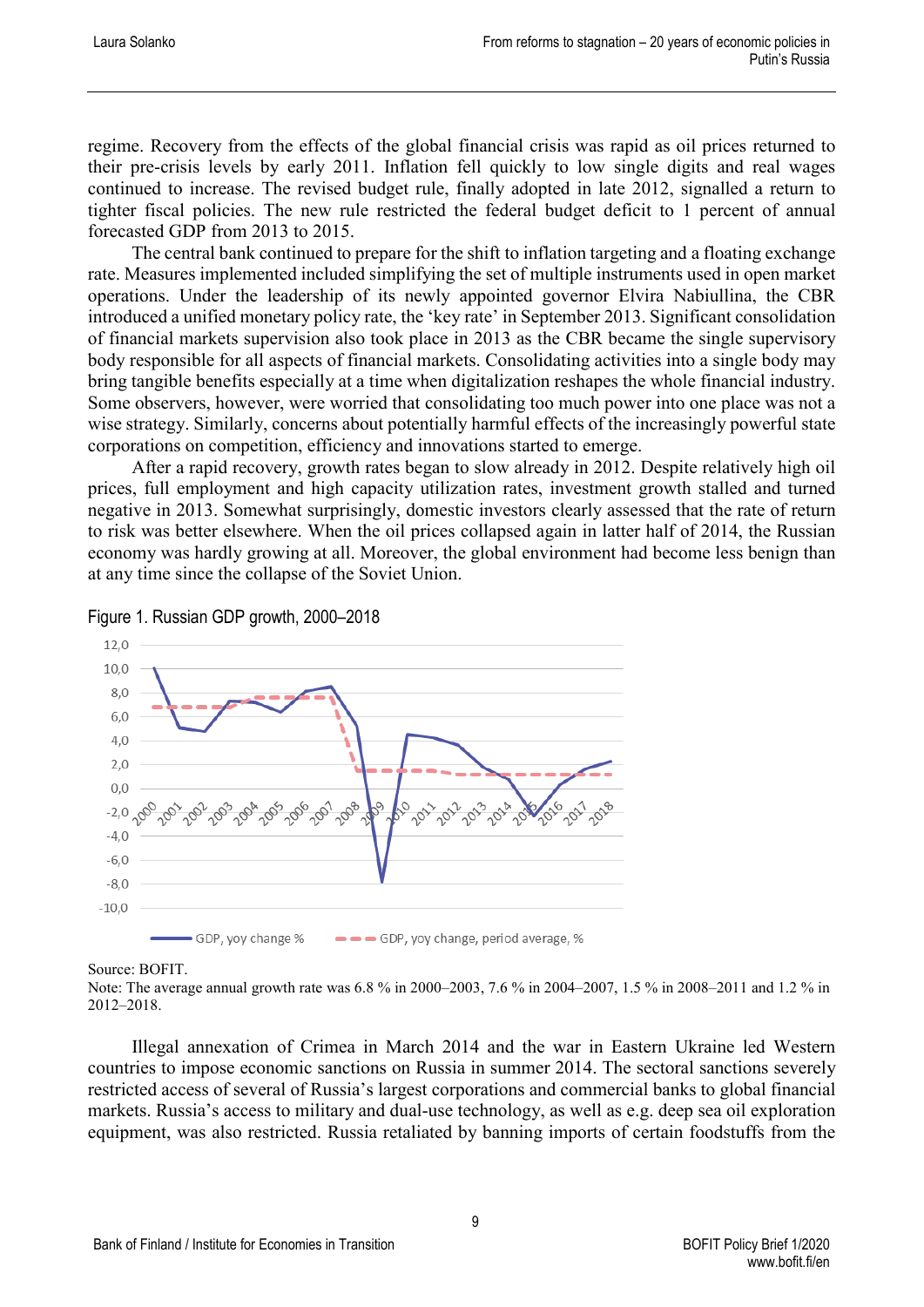regime. Recovery from the effects of the global financial crisis was rapid as oil prices returned to their pre-crisis levels by early 2011. Inflation fell quickly to low single digits and real wages continued to increase. The revised budget rule, finally adopted in late 2012, signalled a return to tighter fiscal policies. The new rule restricted the federal budget deficit to 1 percent of annual forecasted GDP from 2013 to 2015.

The central bank continued to prepare for the shift to inflation targeting and a floating exchange rate. Measures implemented included simplifying the set of multiple instruments used in open market operations. Under the leadership of its newly appointed governor Elvira Nabiullina, the CBR introduced a unified monetary policy rate, the 'key rate' in September 2013. Significant consolidation of financial markets supervision also took place in 2013 as the CBR became the single supervisory body responsible for all aspects of financial markets. Consolidating activities into a single body may bring tangible benefits especially at a time when digitalization reshapes the whole financial industry. Some observers, however, were worried that consolidating too much power into one place was not a wise strategy. Similarly, concerns about potentially harmful effects of the increasingly powerful state corporations on competition, efficiency and innovations started to emerge.

After a rapid recovery, growth rates began to slow already in 2012. Despite relatively high oil prices, full employment and high capacity utilization rates, investment growth stalled and turned negative in 2013. Somewhat surprisingly, domestic investors clearly assessed that the rate of return to risk was better elsewhere. When the oil prices collapsed again in latter half of 2014, the Russian economy was hardly growing at all. Moreover, the global environment had become less benign than at any time since the collapse of the Soviet Union.

Figure 1. Russian GDP growth, 2000–2018

Source: BOFIT.
Note: The average annual growth rate was 6.8 % in 2000–2003, 7.6 % in 2004–2007, 1.5 % in 2008–2011 and 1.2 % in 2012–2018.

Illegal annexation of Crimea in March 2014 and the war in Eastern Ukraine led Western countries to impose economic sanctions on Russia in summer 2014. The sectoral sanctions severely restricted access of several of Russia's largest corporations and commercial banks to global financial markets. Russia's access to military and dual-use technology, as well as e.g. deep sea oil exploration equipment, was also restricted. Russia retaliated by banning imports of certain foodstuffs from the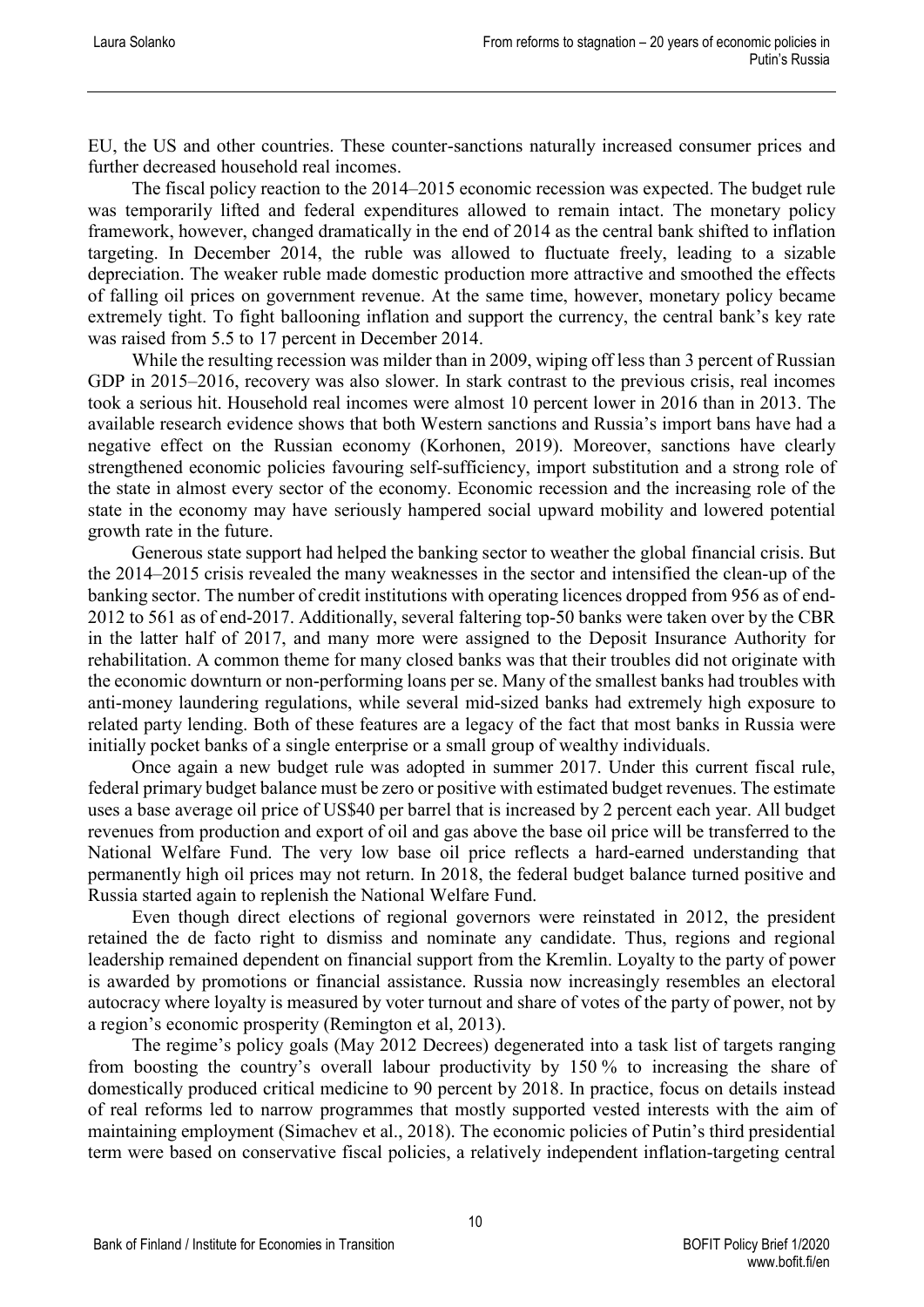EU, the US and other countries. These counter-sanctions naturally increased consumer prices and further decreased household real incomes.

The fiscal policy reaction to the 2014–2015 economic recession was expected. The budget rule was temporarily lifted and federal expenditures allowed to remain intact. The monetary policy framework, however, changed dramatically in the end of 2014 as the central bank shifted to inflation targeting. In December 2014, the ruble was allowed to fluctuate freely, leading to a sizable depreciation. The weaker ruble made domestic production more attractive and smoothed the effects of falling oil prices on government revenue. At the same time, however, monetary policy became extremely tight. To fight ballooning inflation and support the currency, the central bank's key rate was raised from 5.5 to 17 percent in December 2014.

While the resulting recession was milder than in 2009, wiping off less than 3 percent of Russian GDP in 2015–2016, recovery was also slower. In stark contrast to the previous crisis, real incomes took a serious hit. Household real incomes were almost 10 percent lower in 2016 than in 2013. The available research evidence shows that both Western sanctions and Russia's import bans have had a negative effect on the Russian economy (Korhonen, 2019). Moreover, sanctions have clearly strengthened economic policies favouring self-sufficiency, import substitution and a strong role of the state in almost every sector of the economy. Economic recession and the increasing role of the state in the economy may have seriously hampered social upward mobility and lowered potential growth rate in the future.

Generous state support had helped the banking sector to weather the global financial crisis. But the 2014–2015 crisis revealed the many weaknesses in the sector and intensified the clean-up of the banking sector. The number of credit institutions with operating licences dropped from 956 as of end-2012 to 561 as of end-2017. Additionally, several faltering top-50 banks were taken over by the CBR in the latter half of 2017, and many more were assigned to the Deposit Insurance Authority for rehabilitation. A common theme for many closed banks was that their troubles did not originate with the economic downturn or non-performing loans per se. Many of the smallest banks had troubles with anti-money laundering regulations, while several mid-sized banks had extremely high exposure to related party lending. Both of these features are a legacy of the fact that most banks in Russia were initially pocket banks of a single enterprise or a small group of wealthy individuals.

Once again a new budget rule was adopted in summer 2017. Under this current fiscal rule, federal primary budget balance must be zero or positive with estimated budget revenues. The estimate uses a base average oil price of US$40 per barrel that is increased by 2 percent each year. All budget revenues from production and export of oil and gas above the base oil price will be transferred to the National Welfare Fund. The very low base oil price reflects a hard-earned understanding that permanently high oil prices may not return. In 2018, the federal budget balance turned positive and Russia started again to replenish the National Welfare Fund.

Even though direct elections of regional governors were reinstated in 2012, the president retained the de facto right to dismiss and nominate any candidate. Thus, regions and regional leadership remained dependent on financial support from the Kremlin. Loyalty to the party of power is awarded by promotions or financial assistance. Russia now increasingly resembles an electoral autocracy where loyalty is measured by voter turnout and share of votes of the party of power, not by a region's economic prosperity (Remington et al, 2013).

The regime's policy goals (May 2012 Decrees) degenerated into a task list of targets ranging from boosting the country's overall labour productivity by 150 % to increasing the share of domestically produced critical medicine to 90 percent by 2018. In practice, focus on details instead of real reforms led to narrow programmes that mostly supported vested interests with the aim of maintaining employment (Simachev et al., 2018). The economic policies of Putin's third presidential term were based on conservative fiscal policies, a relatively independent inflation-targeting central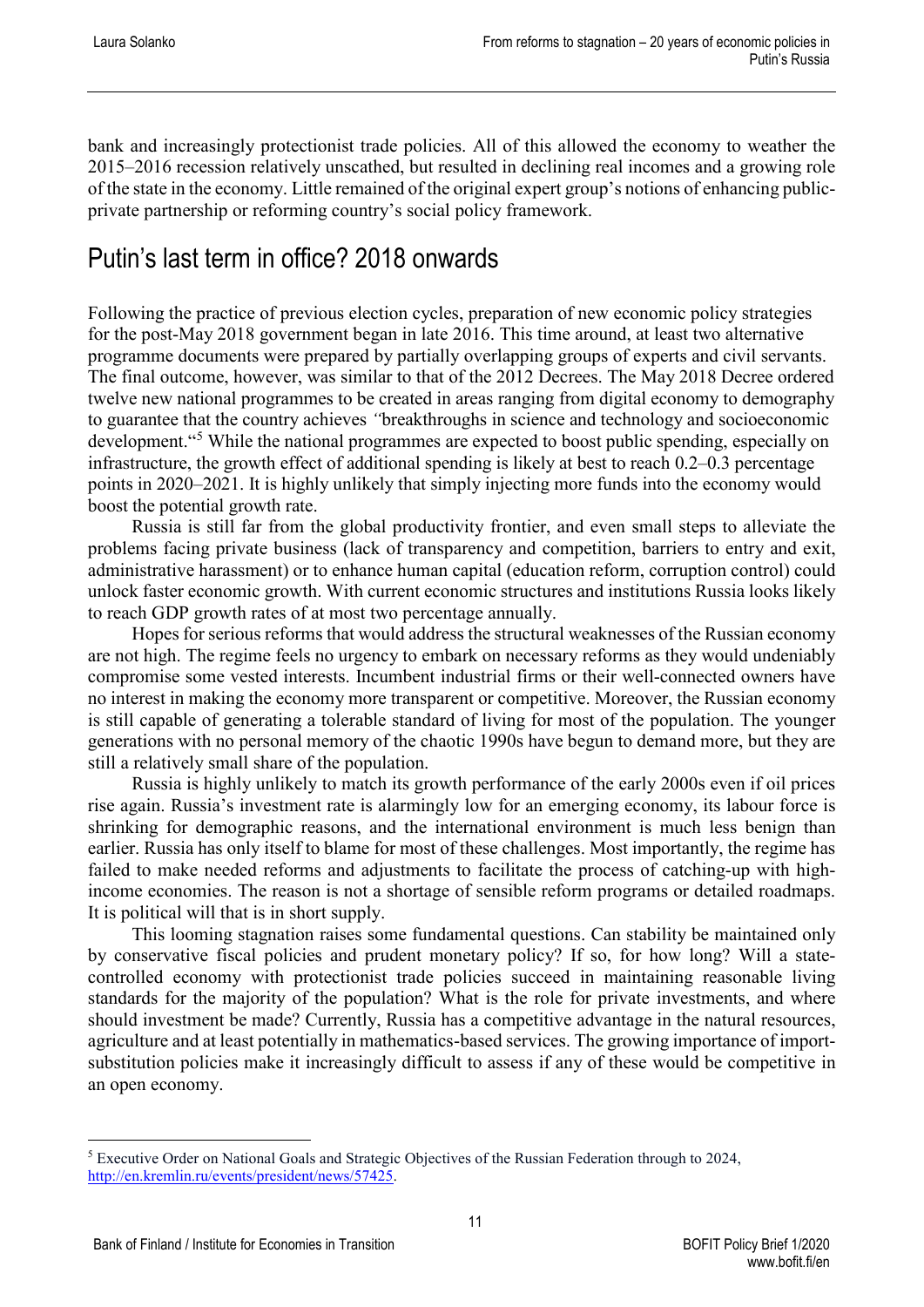bank and increasingly protectionist trade policies. All of this allowed the economy to weather the 2015–2016 recession relatively unscathed, but resulted in declining real incomes and a growing role of the state in the economy. Little remained of the original expert group's notions of enhancing public-private partnership or reforming country's social policy framework.

## Putin's last term in office? 2018 onwards

Following the practice of previous election cycles, preparation of new economic policy strategies for the post-May 2018 government began in late 2016. This time around, at least two alternative programme documents were prepared by partially overlapping groups of experts and civil servants. The final outcome, however, was similar to that of the 2012 Decrees. The May 2018 Decree ordered twelve new national programmes to be created in areas ranging from digital economy to demography to guarantee that the country achieves *"*breakthroughs in science and technology and socioeconomic development."[5] While the national programmes are expected to boost public spending, especially on infrastructure, the growth effect of additional spending is likely at best to reach 0.2–0.3 percentage points in 2020–2021. It is highly unlikely that simply injecting more funds into the economy would boost the potential growth rate.

Russia is still far from the global productivity frontier, and even small steps to alleviate the problems facing private business (lack of transparency and competition, barriers to entry and exit, administrative harassment) or to enhance human capital (education reform, corruption control) could unlock faster economic growth. With current economic structures and institutions Russia looks likely to reach GDP growth rates of at most two percentage annually.

Hopes for serious reforms that would address the structural weaknesses of the Russian economy are not high. The regime feels no urgency to embark on necessary reforms as they would undeniably compromise some vested interests. Incumbent industrial firms or their well-connected owners have no interest in making the economy more transparent or competitive. Moreover, the Russian economy is still capable of generating a tolerable standard of living for most of the population. The younger generations with no personal memory of the chaotic 1990s have begun to demand more, but they are still a relatively small share of the population.

Russia is highly unlikely to match its growth performance of the early 2000s even if oil prices rise again. Russia's investment rate is alarmingly low for an emerging economy, its labour force is shrinking for demographic reasons, and the international environment is much less benign than earlier. Russia has only itself to blame for most of these challenges. Most importantly, the regime has failed to make needed reforms and adjustments to facilitate the process of catching-up with high-income economies. The reason is not a shortage of sensible reform programs or detailed roadmaps. It is political will that is in short supply.

This looming stagnation raises some fundamental questions. Can stability be maintained only by conservative fiscal policies and prudent monetary policy? If so, for how long? Will a state-controlled economy with protectionist trade policies succeed in maintaining reasonable living standards for the majority of the population? What is the role for private investments, and where should investment be made? Currently, Russia has a competitive advantage in the natural resources, agriculture and at least potentially in mathematics-based services. The growing importance of import-substitution policies make it increasingly difficult to assess if any of these would be competitive in an open economy.

---

[5] Executive Order on National Goals and Strategic Objectives of the Russian Federation through to 2024, http://en.kremlin.ru/events/president/news/57425.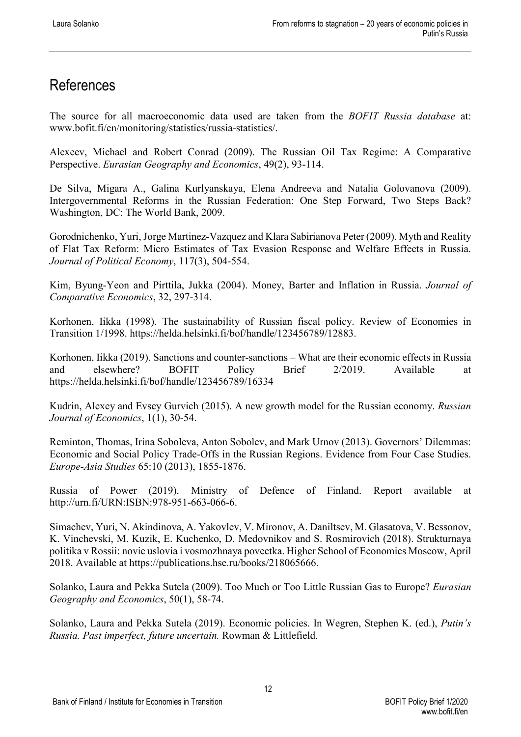# References

The source for all macroeconomic data used are taken from the *BOFIT Russia database* at: www.bofit.fi/en/monitoring/statistics/russia-statistics/.

Alexeev, Michael and Robert Conrad (2009). The Russian Oil Tax Regime: A Comparative Perspective. *Eurasian Geography and Economics*, 49(2), 93-114.

De Silva, Migara A., Galina Kurlyanskaya, Elena Andreeva and Natalia Golovanova (2009). Intergovernmental Reforms in the Russian Federation: One Step Forward, Two Steps Back? Washington, DC: The World Bank, 2009.

Gorodnichenko, Yuri, Jorge Martinez-Vazquez and Klara Sabirianova Peter (2009). Myth and Reality of Flat Tax Reform: Micro Estimates of Tax Evasion Response and Welfare Effects in Russia. *Journal of Political Economy*, 117(3), 504-554.

Kim, Byung-Yeon and Pirttila, Jukka (2004). Money, Barter and Inflation in Russia. *Journal of Comparative Economics*, 32, 297-314.

Korhonen, Iikka (1998). The sustainability of Russian fiscal policy. Review of Economies in Transition 1/1998. https://helda.helsinki.fi/bof/handle/123456789/12883.

Korhonen, Iikka (2019). Sanctions and counter-sanctions – What are their economic effects in Russia and elsewhere? BOFIT Policy Brief 2/2019. Available at https://helda.helsinki.fi/bof/handle/123456789/16334

Kudrin, Alexey and Evsey Gurvich (2015). A new growth model for the Russian economy. *Russian Journal of Economics*, 1(1), 30-54.

Reminton, Thomas, Irina Soboleva, Anton Sobolev, and Mark Urnov (2013). Governors' Dilemmas: Economic and Social Policy Trade-Offs in the Russian Regions. Evidence from Four Case Studies. *Europe-Asia Studies* 65:10 (2013), 1855-1876.

Russia of Power (2019). Ministry of Defence of Finland. Report available at http://urn.fi/URN:ISBN:978-951-663-066-6.

Simachev, Yuri, N. Akindinova, A. Yakovlev, V. Mironov, A. Daniltsev, M. Glasatova, V. Bessonov, K. Vinchevski, M. Kuzik, E. Kuchenko, D. Medovnikov and S. Rosmirovich (2018). Strukturnaya politika v Rossii: novie uslovia i vosmozhnaya povectka. Higher School of Economics Moscow, April 2018. Available at https://publications.hse.ru/books/218065666.

Solanko, Laura and Pekka Sutela (2009). Too Much or Too Little Russian Gas to Europe? *Eurasian Geography and Economics*, 50(1), 58-74.

Solanko, Laura and Pekka Sutela (2019). Economic policies. In Wegren, Stephen K. (ed.), *Putin's Russia. Past imperfect, future uncertain.* Rowman & Littlefield.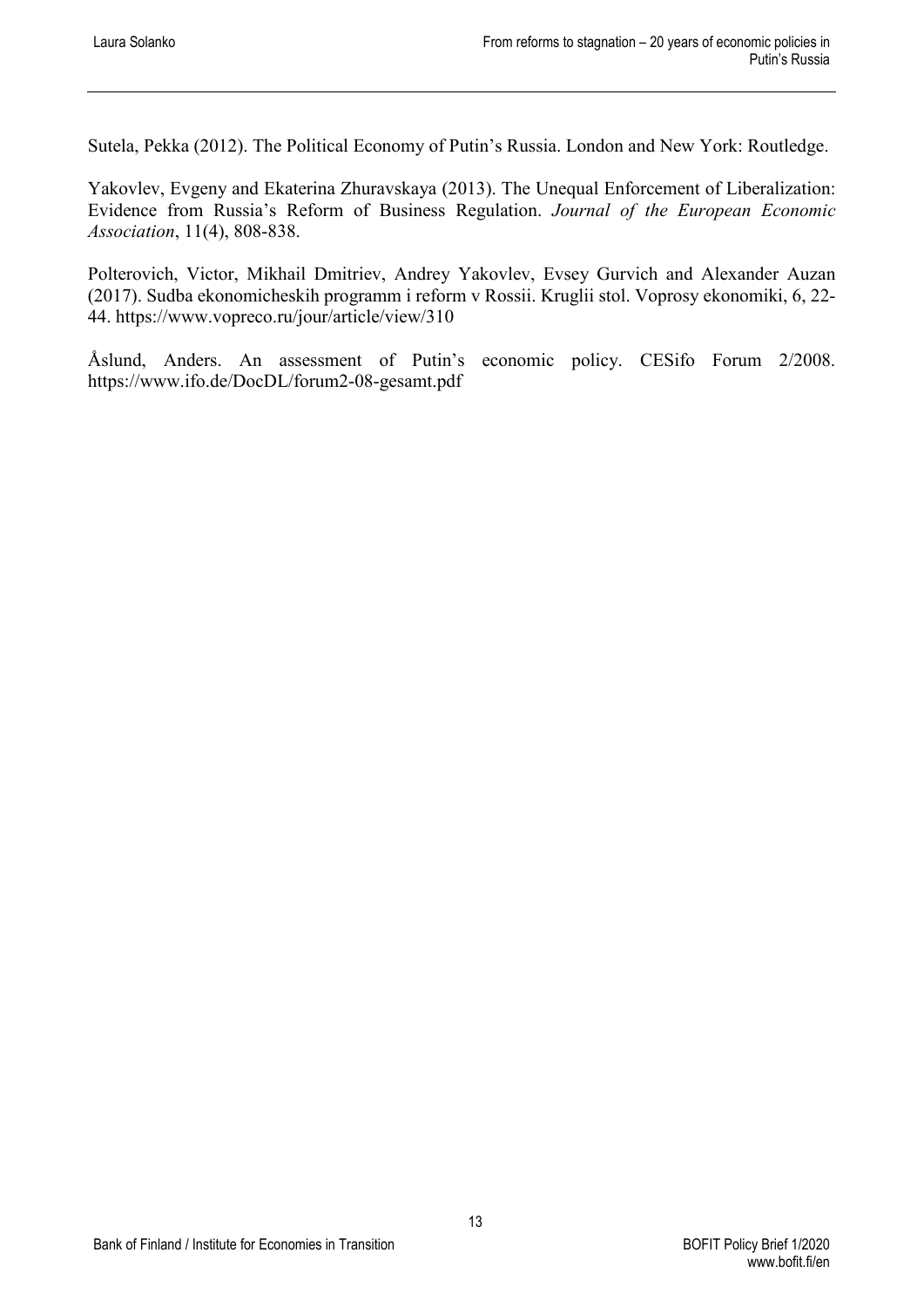Sutela, Pekka (2012). The Political Economy of Putin's Russia. London and New York: Routledge.

Yakovlev, Evgeny and Ekaterina Zhuravskaya (2013). The Unequal Enforcement of Liberalization: Evidence from Russia's Reform of Business Regulation. *Journal of the European Economic Association*, 11(4), 808-838.

Polterovich, Victor, Mikhail Dmitriev, Andrey Yakovlev, Evsey Gurvich and Alexander Auzan (2017). Sudba ekonomicheskih programm i reform v Rossii. Kruglii stol. Voprosy ekonomiki, 6, 22-44. https://www.vopreco.ru/jour/article/view/310

Åslund, Anders. An assessment of Putin's economic policy. CESifo Forum 2/2008. https://www.ifo.de/DocDL/forum2-08-gesamt.pdf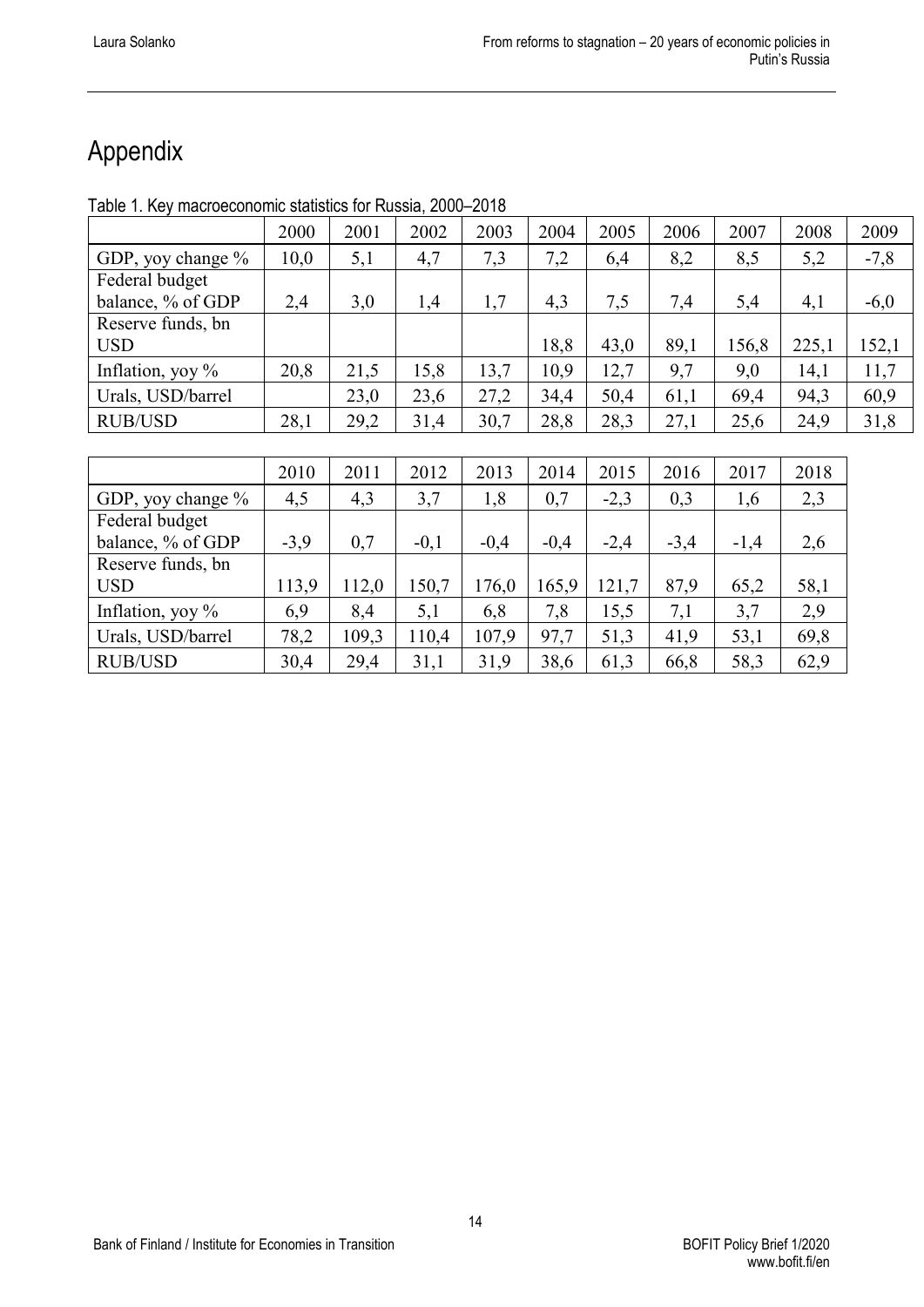# Appendix

Table 1. Key macroeconomic statistics for Russia, 2000–2018

| | 2000 | 2001 | 2002 | 2003 | 2004 | 2005 | 2006 | 2007 | 2008 | 2009 |
|---|---|---|---|---|---|---|---|---|---|---|
| GDP, yoy change % | 10,0 | 5,1 | 4,7 | 7,3 | 7,2 | 6,4 | 8,2 | 8,5 | 5,2 | -7,8 |
| Federal budget balance, % of GDP | 2,4 | 3,0 | 1,4 | 1,7 | 4,3 | 7,5 | 7,4 | 5,4 | 4,1 | -6,0 |
| Reserve funds, bn USD | | | | | 18,8 | 43,0 | 89,1 | 156,8 | 225,1 | 152,1 |
| Inflation, yoy % | 20,8 | 21,5 | 15,8 | 13,7 | 10,9 | 12,7 | 9,7 | 9,0 | 14,1 | 11,7 |
| Urals, USD/barrel | | 23,0 | 23,6 | 27,2 | 34,4 | 50,4 | 61,1 | 69,4 | 94,3 | 60,9 |
| RUB/USD | 28,1 | 29,2 | 31,4 | 30,7 | 28,8 | 28,3 | 27,1 | 25,6 | 24,9 | 31,8 |

| | 2010 | 2011 | 2012 | 2013 | 2014 | 2015 | 2016 | 2017 | 2018 |
|---|---|---|---|---|---|---|---|---|---|
| GDP, yoy change % | 4,5 | 4,3 | 3,7 | 1,8 | 0,7 | -2,3 | 0,3 | 1,6 | 2,3 |
| Federal budget balance, % of GDP | -3,9 | 0,7 | -0,1 | -0,4 | -0,4 | -2,4 | -3,4 | -1,4 | 2,6 |
| Reserve funds, bn USD | 113,9 | 112,0 | 150,7 | 176,0 | 165,9 | 121,7 | 87,9 | 65,2 | 58,1 |
| Inflation, yoy % | 6,9 | 8,4 | 5,1 | 6,8 | 7,8 | 15,5 | 7,1 | 3,7 | 2,9 |
| Urals, USD/barrel | 78,2 | 109,3 | 110,4 | 107,9 | 97,7 | 51,3 | 41,9 | 53,1 | 69,8 |
| RUB/USD | 30,4 | 29,4 | 31,1 | 31,9 | 38,6 | 61,3 | 66,8 | 58,3 | 62,9 |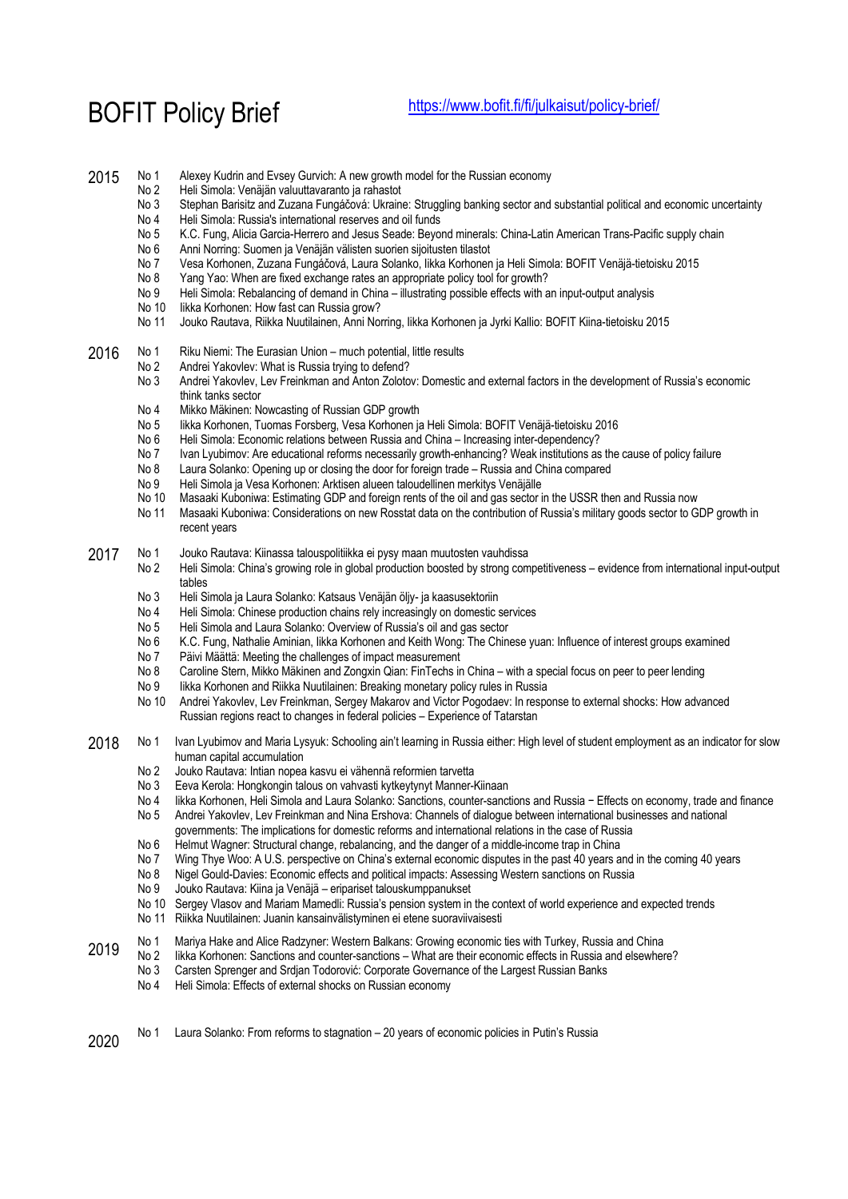# BOFIT Policy Brief

https://www.bofit.fi/fi/julkaisut/policy-brief/

**2015**

- No 1 Alexey Kudrin and Evsey Gurvich: A new growth model for the Russian economy
- No 2 Heli Simola: Venäjän valuuttavaranto ja rahastot
- No 3 Stephan Barisitz and Zuzana Fungáčová: Ukraine: Struggling banking sector and substantial political and economic uncertainty
- No 4 Heli Simola: Russia's international reserves and oil funds
- No 5 K.C. Fung, Alicia Garcia-Herrero and Jesus Seade: Beyond minerals: China-Latin American Trans-Pacific supply chain
- No 6 Anni Norring: Suomen ja Venäjän välisten suorien sijoitusten tilastot
- No 7 Vesa Korhonen, Zuzana Fungáčová, Laura Solanko, Iikka Korhonen ja Heli Simola: BOFIT Venäjä-tietoisku 2015
- No 8 Yang Yao: When are fixed exchange rates an appropriate policy tool for growth?
- No 9 Heli Simola: Rebalancing of demand in China – illustrating possible effects with an input-output analysis
- No 10 Iikka Korhonen: How fast can Russia grow?
- No 11 Jouko Rautava, Riikka Nuutilainen, Anni Norring, Iikka Korhonen ja Jyrki Kallio: BOFIT Kiina-tietoisku 2015

**2016**

- No 1 Riku Niemi: The Eurasian Union – much potential, little results
- No 2 Andrei Yakovlev: What is Russia trying to defend?
- No 3 Andrei Yakovlev, Lev Freinkman and Anton Zolotov: Domestic and external factors in the development of Russia's economic think tanks sector
- No 4 Mikko Mäkinen: Nowcasting of Russian GDP growth
- No 5 Iikka Korhonen, Tuomas Forsberg, Vesa Korhonen ja Heli Simola: BOFIT Venäjä-tietoisku 2016
- No 6 Heli Simola: Economic relations between Russia and China – Increasing inter-dependency?
- No 7 Ivan Lyubimov: Are educational reforms necessarily growth-enhancing? Weak institutions as the cause of policy failure
- No 8 Laura Solanko: Opening up or closing the door for foreign trade – Russia and China compared
- No 9 Heli Simola ja Vesa Korhonen: Arktisen alueen taloudellinen merkitys Venäjälle
- No 10 Masaaki Kuboniwa: Estimating GDP and foreign rents of the oil and gas sector in the USSR then and Russia now
- No 11 Masaaki Kuboniwa: Considerations on new Rosstat data on the contribution of Russia's military goods sector to GDP growth in recent years

**2017**

- No 1 Jouko Rautava: Kiinassa talouspolitiikka ei pysy maan muutosten vauhdissa
- No 2 Heli Simola: China's growing role in global production boosted by strong competitiveness – evidence from international input-output tables
- No 3 Heli Simola ja Laura Solanko: Katsaus Venäjän öljy- ja kaasusektoriin
- No 4 Heli Simola: Chinese production chains rely increasingly on domestic services
- No 5 Heli Simola and Laura Solanko: Overview of Russia's oil and gas sector
- No 6 K.C. Fung, Nathalie Aminian, Iikka Korhonen and Keith Wong: The Chinese yuan: Influence of interest groups examined
- No 7 Päivi Määttä: Meeting the challenges of impact measurement
- No 8 Caroline Stern, Mikko Mäkinen and Zongxin Qian: FinTechs in China – with a special focus on peer to peer lending
- No 9 Iikka Korhonen and Riikka Nuutilainen: Breaking monetary policy rules in Russia
- No 10 Andrei Yakovlev, Lev Freinkman, Sergey Makarov and Victor Pogodaev: In response to external shocks: How advanced Russian regions react to changes in federal policies – Experience of Tatarstan

**2018**

- No 1 Ivan Lyubimov and Maria Lysyuk: Schooling ain't learning in Russia either: High level of student employment as an indicator for slow human capital accumulation
- No 2 Jouko Rautava: Intian nopea kasvu ei vähennä reformien tarvetta
- No 3 Eeva Kerola: Hongkongin talous on vahvasti kytkeytynyt Manner-Kiinaan
- No 4 Iikka Korhonen, Heli Simola and Laura Solanko: Sanctions, counter-sanctions and Russia − Effects on economy, trade and finance
- No 5 Andrei Yakovlev, Lev Freinkman and Nina Ershova: Channels of dialogue between international businesses and national governments: The implications for domestic reforms and international relations in the case of Russia
- No 6 Helmut Wagner: Structural change, rebalancing, and the danger of a middle-income trap in China
- No 7 Wing Thye Woo: A U.S. perspective on China's external economic disputes in the past 40 years and in the coming 40 years
- No 8 Nigel Gould-Davies: Economic effects and political impacts: Assessing Western sanctions on Russia
- No 9 Jouko Rautava: Kiina ja Venäjä – eripariset talouskumppanukset
- No 10 Sergey Vlasov and Mariam Mamedli: Russia's pension system in the context of world experience and expected trends
- No 11 Riikka Nuutilainen: Juanin kansainvälistyminen ei etene suoraviivaisesti

**2019**

- No 1 Mariya Hake and Alice Radzyner: Western Balkans: Growing economic ties with Turkey, Russia and China
- No 2 Iikka Korhonen: Sanctions and counter-sanctions – What are their economic effects in Russia and elsewhere?
- No 3 Carsten Sprenger and Srdjan Todorović: Corporate Governance of the Largest Russian Banks
- No 4 Heli Simola: Effects of external shocks on Russian economy

**2020**

- No 1 Laura Solanko: From reforms to stagnation – 20 years of economic policies in Putin's Russia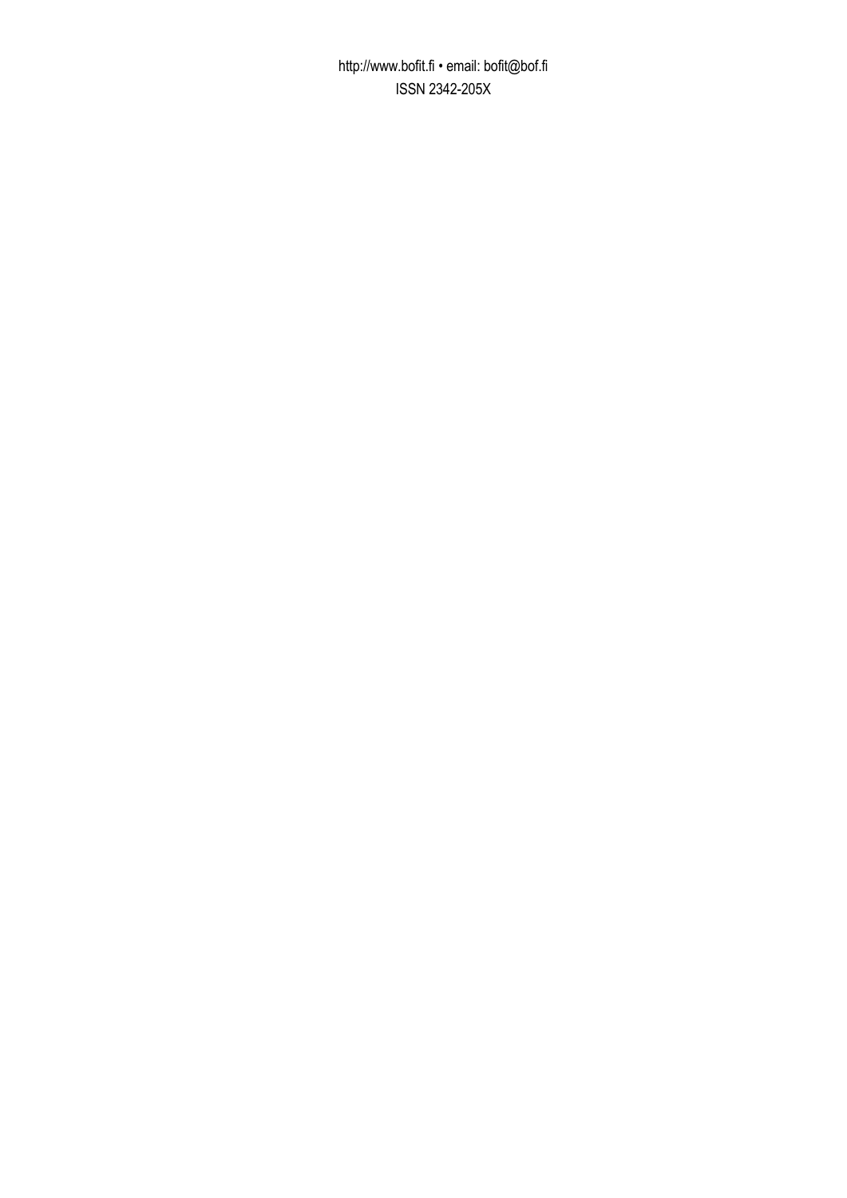http://www.bofit.fi • email: bofit@bof.fi

ISSN 2342-205X